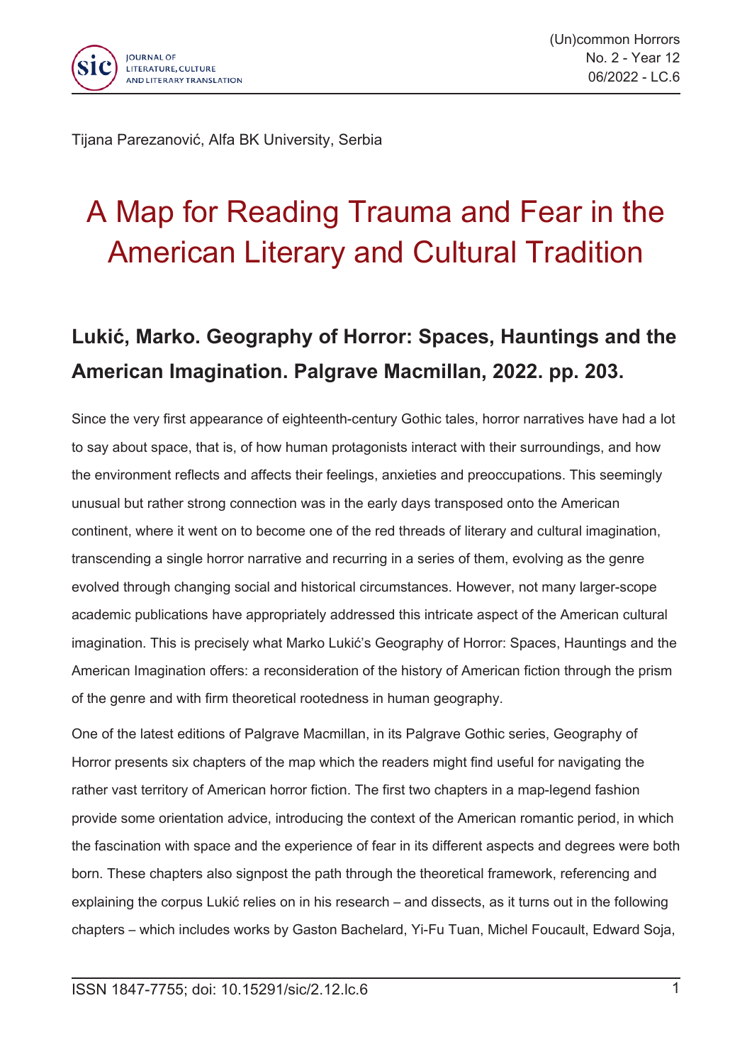Tijana Parezanović, Alfa BK University, Serbia

# A Map for Reading Trauma and Fear in the American Literary and Cultural Tradition

## Lukić, Marko. Geography of Horror: Spaces, Hauntings and the American Imagination. Palgrave Macmillan, 2022. pp. 203.

Since the very first appearance of eighteenth-century Gothic tales, horror narratives have had a lot to say about space, that is, of how human protagonists interact with their surroundings, and how the environment reflects and affects their feelings, anxieties and preoccupations. This seemingly unusual but rather strong connection was in the early days transposed onto the American continent, where it went on to become one of the red threads of literary and cultural imagination, transcending a single horror narrative and recurring in a series of them, evolving as the genre evolved through changing social and historical circumstances. However, not many larger-scope academic publications have appropriately addressed this intricate aspect of the American cultural imagination. This is precisely what Marko Lukić's Geography of Horror: Spaces, Hauntings and the American Imagination offers: a reconsideration of the history of American fiction through the prism of the genre and with firm theoretical rootedness in human geography.

One of the latest editions of Palgrave Macmillan, in its Palgrave Gothic series, Geography of Horror presents six chapters of the map which the readers might find useful for navigating the rather vast territory of American horror fiction. The first two chapters in a map-legend fashion provide some orientation advice, introducing the context of the American romantic period, in which the fascination with space and the experience of fear in its different aspects and degrees were both born. These chapters also signpost the path through the theoretical framework, referencing and explaining the corpus Lukić relies on in his research – and dissects, as it turns out in the following chapters – which includes works by Gaston Bachelard, Yi-Fu Tuan, Michel Foucault, Edward Soja,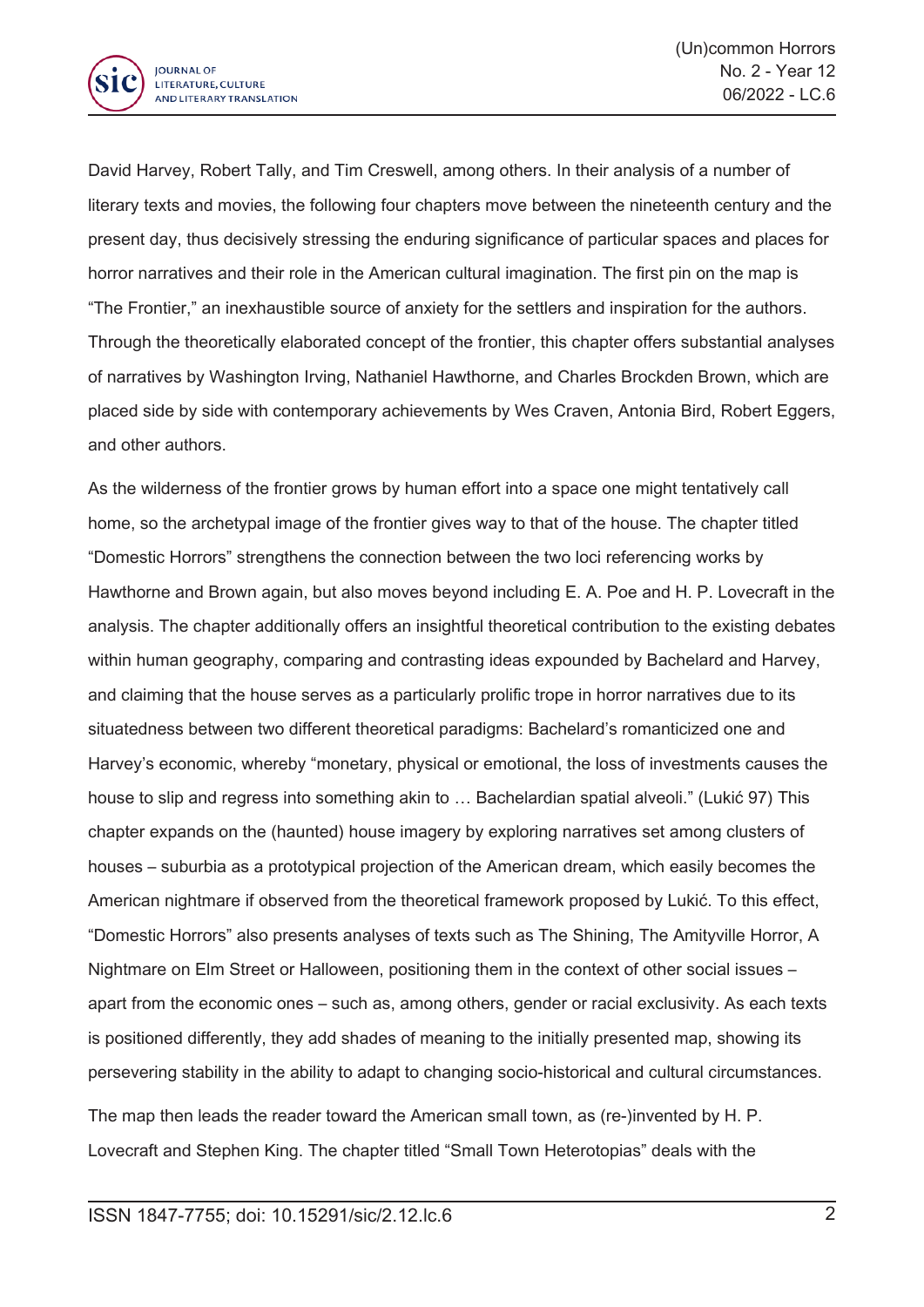David Harvey, Robert Tally, and Tim Creswell, among others. In their analysis of a number of literary texts and movies, the following four chapters move between the nineteenth century and the present day, thus decisively stressing the enduring significance of particular spaces and places for horror narratives and their role in the American cultural imagination. The first pin on the map is "The Frontier," an inexhaustible source of anxiety for the settlers and inspiration for the authors. Through the theoretically elaborated concept of the frontier, this chapter offers substantial analyses of narratives by Washington Irving, Nathaniel Hawthorne, and Charles Brockden Brown, which are placed side by side with contemporary achievements by Wes Craven, Antonia Bird, Robert Eggers, and other authors.

As the wilderness of the frontier grows by human effort into a space one might tentatively call home, so the archetypal image of the frontier gives way to that of the house. The chapter titled "Domestic Horrors" strengthens the connection between the two loci referencing works by Hawthorne and Brown again, but also moves beyond including E. A. Poe and H. P. Lovecraft in the analysis. The chapter additionally offers an insightful theoretical contribution to the existing debates within human geography, comparing and contrasting ideas expounded by Bachelard and Harvey, and claiming that the house serves as a particularly prolific trope in horror narratives due to its situatedness between two different theoretical paradigms: Bachelard's romanticized one and Harvey's economic, whereby "monetary, physical or emotional, the loss of investments causes the house to slip and regress into something akin to … Bachelardian spatial alveoli." (Lukić 97) This chapter expands on the (haunted) house imagery by exploring narratives set among clusters of houses – suburbia as a prototypical projection of the American dream, which easily becomes the American nightmare if observed from the theoretical framework proposed by Lukić. To this effect, "Domestic Horrors" also presents analyses of texts such as The Shining, The Amityville Horror, A Nightmare on Elm Street or Halloween, positioning them in the context of other social issues – apart from the economic ones – such as, among others, gender or racial exclusivity. As each texts is positioned differently, they add shades of meaning to the initially presented map, showing its persevering stability in the ability to adapt to changing socio-historical and cultural circumstances.

The map then leads the reader toward the American small town, as (re-)invented by H. P. Lovecraft and Stephen King. The chapter titled "Small Town Heterotopias" deals with the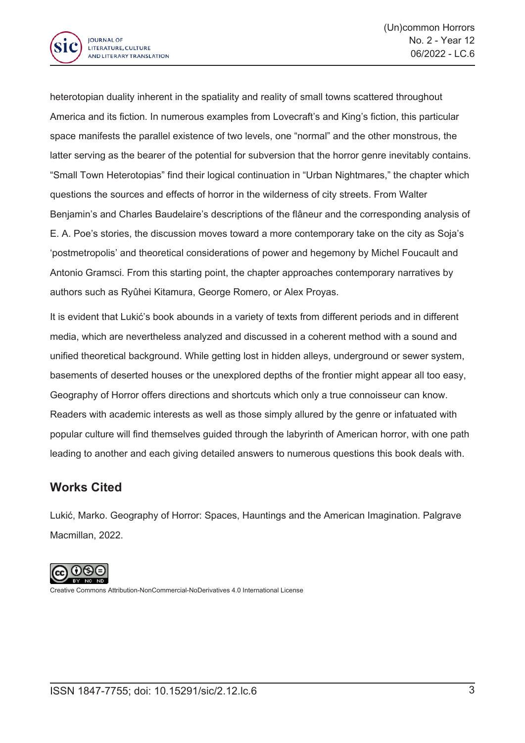heterotopian duality inherent in the spatiality and reality of small towns scattered throughout America and its fiction. In numerous examples from Lovecraft's and King's fiction, this particular space manifests the parallel existence of two levels, one "normal" and the other monstrous, the latter serving as the bearer of the potential for subversion that the horror genre inevitably contains. "Small Town Heterotopias" find their logical continuation in "Urban Nightmares," the chapter which questions the sources and effects of horror in the wilderness of city streets. From Walter Benjamin's and Charles Baudelaire's descriptions of the flâneur and the corresponding analysis of E. A. Poe's stories, the discussion moves toward a more contemporary take on the city as Soja's 'postmetropolis' and theoretical considerations of power and hegemony by Michel Foucault and Antonio Gramsci. From this starting point, the chapter approaches contemporary narratives by authors such as Ryûhei Kitamura, George Romero, or Alex Proyas.

It is evident that Lukić's book abounds in a variety of texts from different periods and in different media, which are nevertheless analyzed and discussed in a coherent method with a sound and unified theoretical background. While getting lost in hidden alleys, underground or sewer system, basements of deserted houses or the unexplored depths of the frontier might appear all too easy, Geography of Horror offers directions and shortcuts which only a true connoisseur can know. Readers with academic interests as well as those simply allured by the genre or infatuated with popular culture will find themselves guided through the labyrinth of American horror, with one path leading to another and each giving detailed answers to numerous questions this book deals with.

## Works Cited

Lukić, Marko. Geography of Horror: Spaces, Hauntings and the American Imagination. Palgrave Macmillan, 2022.

Creative Commons Attribution-NonCommercial-NoDerivatives 4.0 International License